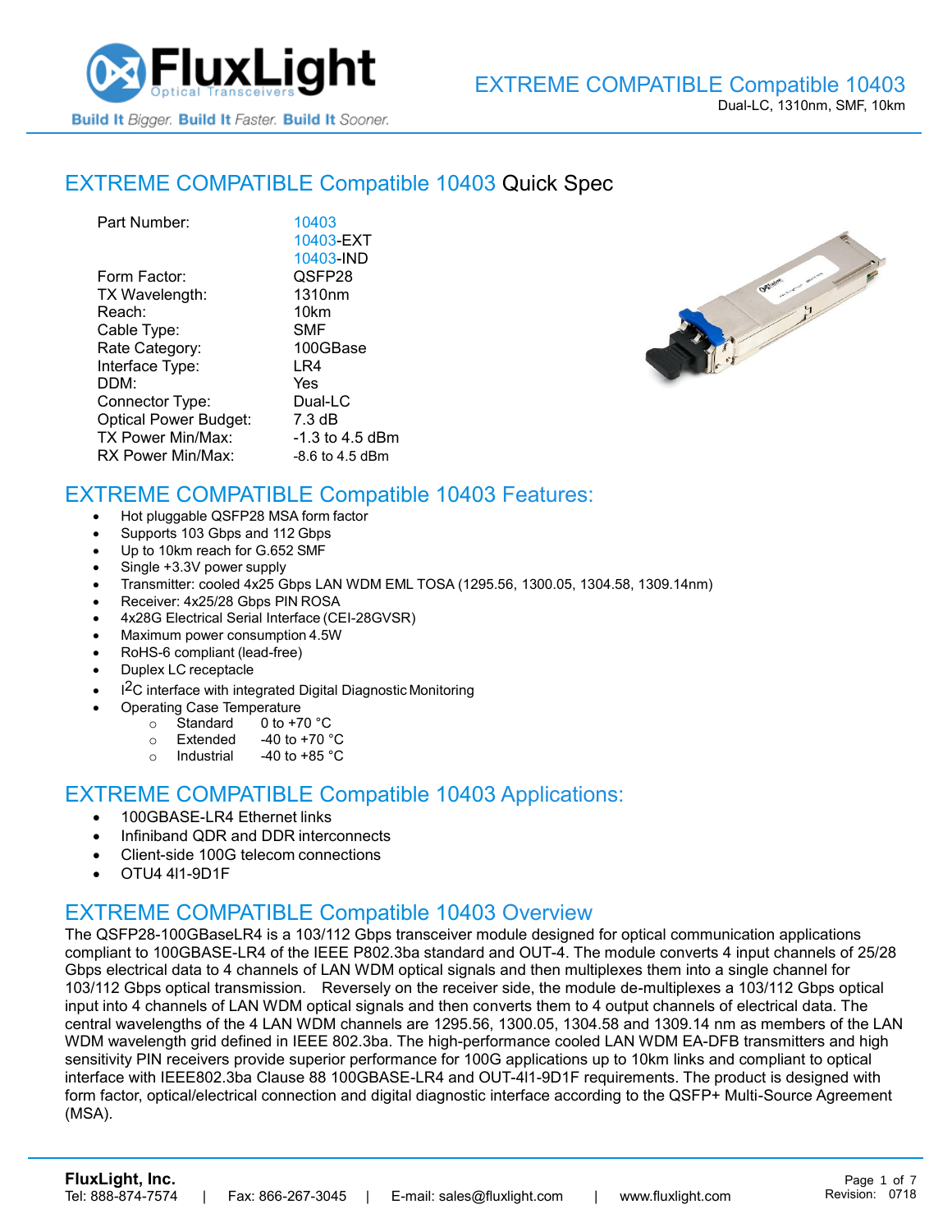# EXTREME COMPATIBLE Compatible 10403

Dual-LC, 1310nm, SMF, 10km

## EXTREME COMPATIBLE Compatible 10403 Quick Spec

| | |
|---|---|
| Part Number: | 10403<br>10403-EXT<br>10403-IND |
| Form Factor: | QSFP28 |
| TX Wavelength: | 1310nm |
| Reach: | 10km |
| Cable Type: | SMF |
| Rate Category: | 100GBase |
| Interface Type: | LR4 |
| DDM: | Yes |
| Connector Type: | Dual-LC |
| Optical Power Budget: | 7.3 dB |
| TX Power Min/Max: | -1.3 to 4.5 dBm |
| RX Power Min/Max: | -8.6 to 4.5 dBm |

## EXTREME COMPATIBLE Compatible 10403 Features:

- Hot pluggable QSFP28 MSA form factor
- Supports 103 Gbps and 112 Gbps
- Up to 10km reach for G.652 SMF
- Single +3.3V power supply
- Transmitter: cooled 4x25 Gbps LAN WDM EML TOSA (1295.56, 1300.05, 1304.58, 1309.14nm)
- Receiver: 4x25/28 Gbps PIN ROSA
- 4x28G Electrical Serial Interface (CEI-28GVSR)
- Maximum power consumption 4.5W
- RoHS-6 compliant (lead-free)
- Duplex LC receptacle
- $I^2C$ interface with integrated Digital Diagnostic Monitoring
- Operating Case Temperature
  - Standard 0 to +70 °C
  - Extended -40 to +70 °C
  - Industrial -40 to +85 °C

## EXTREME COMPATIBLE Compatible 10403 Applications:

- 100GBASE-LR4 Ethernet links
- Infiniband QDR and DDR interconnects
- Client-side 100G telecom connections
- OTU4 4I1-9D1F

## EXTREME COMPATIBLE Compatible 10403 Overview

The QSFP28-100GBaseLR4 is a 103/112 Gbps transceiver module designed for optical communication applications compliant to 100GBASE-LR4 of the IEEE P802.3ba standard and OUT-4. The module converts 4 input channels of 25/28 Gbps electrical data to 4 channels of LAN WDM optical signals and then multiplexes them into a single channel for 103/112 Gbps optical transmission. Reversely on the receiver side, the module de-multiplexes a 103/112 Gbps optical input into 4 channels of LAN WDM optical signals and then converts them to 4 output channels of electrical data. The central wavelengths of the 4 LAN WDM channels are 1295.56, 1300.05, 1304.58 and 1309.14 nm as members of the LAN WDM wavelength grid defined in IEEE 802.3ba. The high-performance cooled LAN WDM EA-DFB transmitters and high sensitivity PIN receivers provide superior performance for 100G applications up to 10km links and compliant to optical interface with IEEE802.3ba Clause 88 100GBASE-LR4 and OUT-4I1-9D1F requirements. The product is designed with form factor, optical/electrical connection and digital diagnostic interface according to the QSFP+ Multi-Source Agreement (MSA).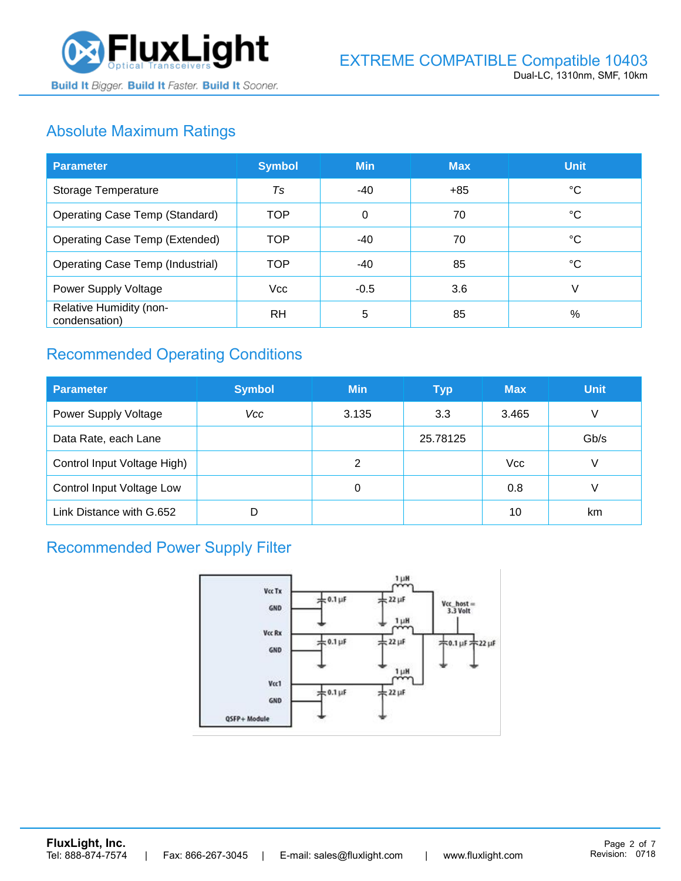## Absolute Maximum Ratings

| Parameter | Symbol | Min | Max | Unit |
|---|---|---|---|---|
| Storage Temperature | *Ts* | -40 | +85 | °C |
| Operating Case Temp (Standard) | TOP | 0 | 70 | °C |
| Operating Case Temp (Extended) | TOP | -40 | 70 | °C |
| Operating Case Temp (Industrial) | TOP | -40 | 85 | °C |
| Power Supply Voltage | Vcc | -0.5 | 3.6 | V |
| Relative Humidity (non-condensation) | RH | 5 | 85 | % |

## Recommended Operating Conditions

| Parameter | Symbol | Min | Typ | Max | Unit |
|---|---|---|---|---|---|
| Power Supply Voltage | *Vcc* | 3.135 | 3.3 | 3.465 | V |
| Data Rate, each Lane | | | 25.78125 | | Gb/s |
| Control Input Voltage High) | | 2 | | Vcc | V |
| Control Input Voltage Low | | 0 | | 0.8 | V |
| Link Distance with G.652 | D | | | 10 | km |

## Recommended Power Supply Filter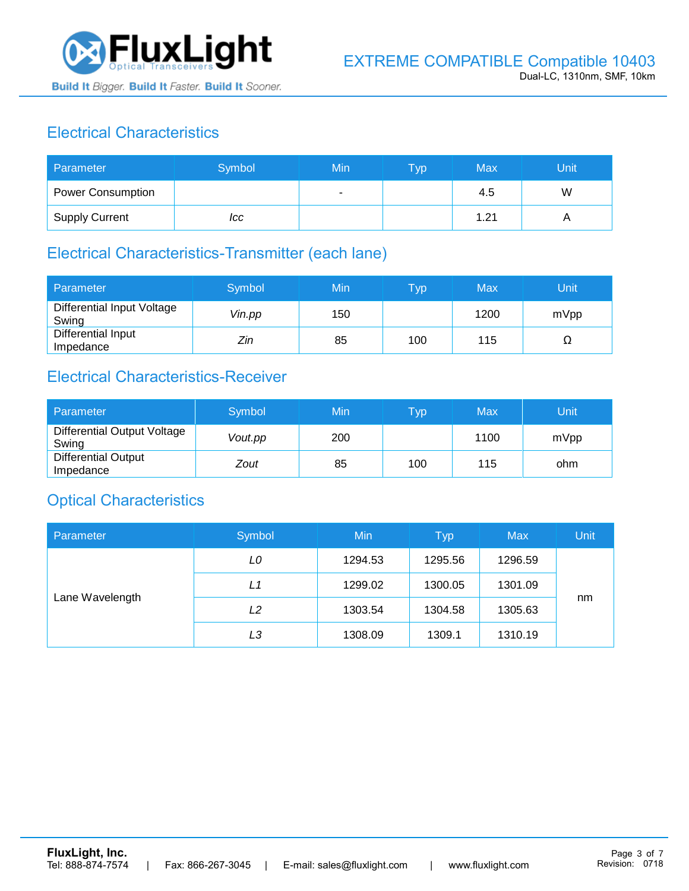## Electrical Characteristics

| Parameter | Symbol | Min | Typ | Max | Unit |
|---|---|---|---|---|---|
| Power Consumption | | - | | 4.5 | W |
| Supply Current | *Icc* | | | 1.21 | A |

## Electrical Characteristics-Transmitter (each lane)

| Parameter | Symbol | Min | Typ | Max | Unit |
|---|---|---|---|---|---|
| Differential Input Voltage Swing | *Vin.pp* | 150 | | 1200 | mVpp |
| Differential Input Impedance | *Zin* | 85 | 100 | 115 | Ω |

## Electrical Characteristics-Receiver

| Parameter | Symbol | Min | Typ | Max | Unit |
|---|---|---|---|---|---|
| Differential Output Voltage Swing | *Vout.pp* | 200 | | 1100 | mVpp |
| Differential Output Impedance | *Zout* | 85 | 100 | 115 | ohm |

## Optical Characteristics

| Parameter | Symbol | Min | Typ | Max | Unit |
|---|---|---|---|---|---|
| Lane Wavelength | *L0* | 1294.53 | 1295.56 | 1296.59 | nm |
| | *L1* | 1299.02 | 1300.05 | 1301.09 | |
| | *L2* | 1303.54 | 1304.58 | 1305.63 | |
| | *L3* | 1308.09 | 1309.1 | 1310.19 | |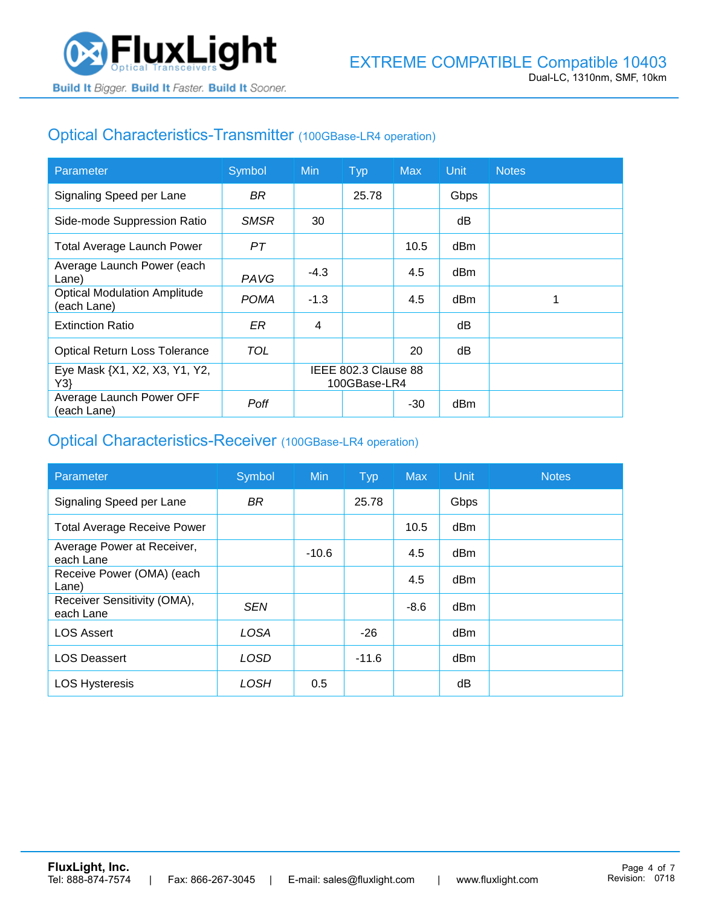## Optical Characteristics-Transmitter (100GBase-LR4 operation)

| Parameter | Symbol | Min | Typ | Max | Unit | Notes |
|---|---|---|---|---|---|---|
| Signaling Speed per Lane | *BR* | | 25.78 | | Gbps | |
| Side-mode Suppression Ratio | *SMSR* | 30 | | | dB | |
| Total Average Launch Power | *PT* | | | 10.5 | dBm | |
| Average Launch Power (each Lane) | *PAVG* | -4.3 | | 4.5 | dBm | |
| Optical Modulation Amplitude (each Lane) | *POMA* | -1.3 | | 4.5 | dBm | 1 |
| Extinction Ratio | *ER* | 4 | | | dB | |
| Optical Return Loss Tolerance | *TOL* | | | 20 | dB | |
| Eye Mask {X1, X2, X3, Y1, Y2, Y3} | | IEEE 802.3 Clause 88 100GBase-LR4 | | | | |
| Average Launch Power OFF (each Lane) | *Poff* | | | -30 | dBm | |

## Optical Characteristics-Receiver (100GBase-LR4 operation)

| Parameter | Symbol | Min | Typ | Max | Unit | Notes |
|---|---|---|---|---|---|---|
| Signaling Speed per Lane | *BR* | | 25.78 | | Gbps | |
| Total Average Receive Power | | | | 10.5 | dBm | |
| Average Power at Receiver, each Lane | | -10.6 | | 4.5 | dBm | |
| Receive Power (OMA) (each Lane) | | | | 4.5 | dBm | |
| Receiver Sensitivity (OMA), each Lane | *SEN* | | | -8.6 | dBm | |
| LOS Assert | *LOSA* | | -26 | | dBm | |
| LOS Deassert | *LOSD* | | -11.6 | | dBm | |
| LOS Hysteresis | *LOSH* | 0.5 | | | dB | |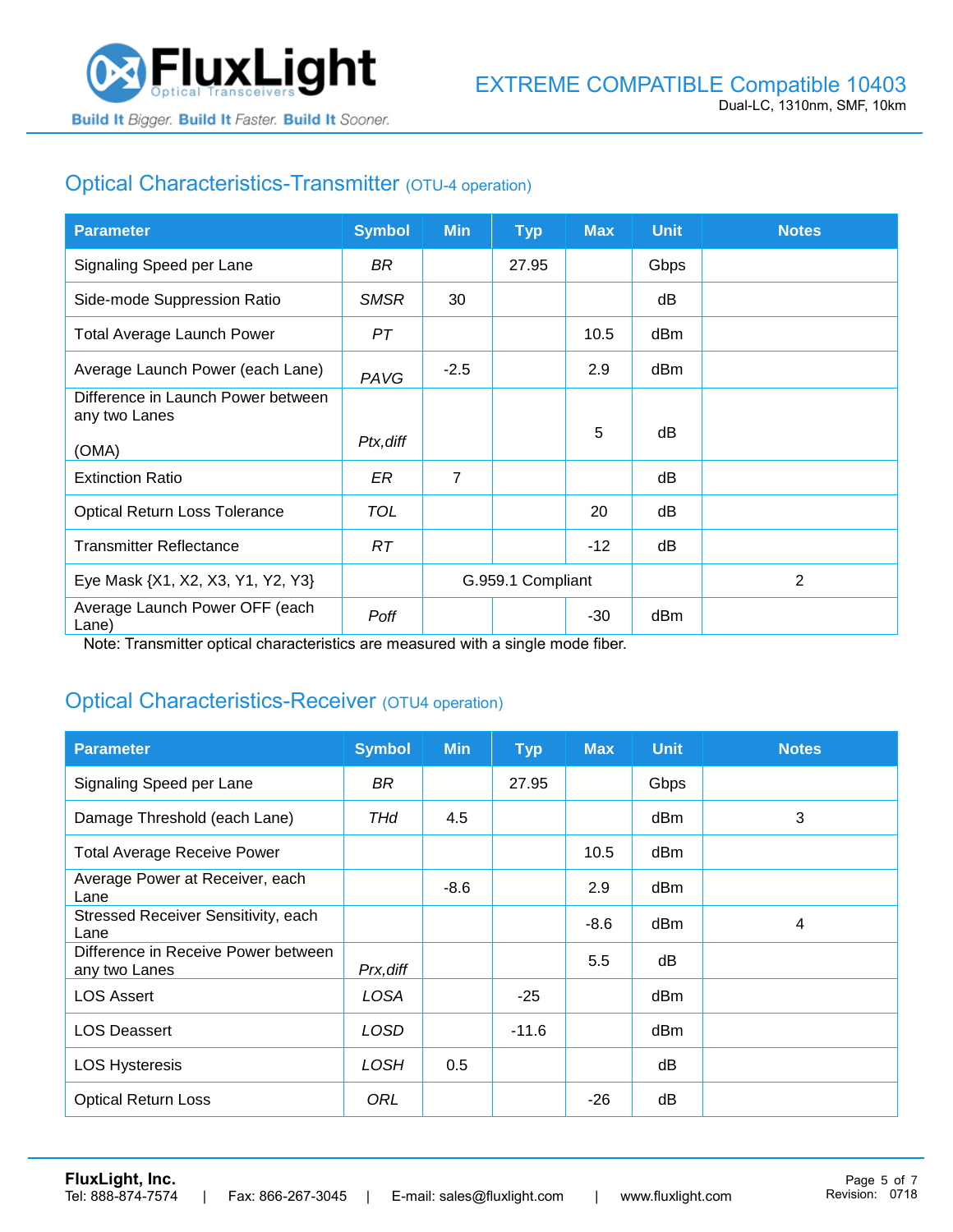## Optical Characteristics-Transmitter (OTU-4 operation)

| Parameter | Symbol | Min | Typ | Max | Unit | Notes |
|---|---|---|---|---|---|---|
| Signaling Speed per Lane | *BR* | | 27.95 | | Gbps | |
| Side-mode Suppression Ratio | *SMSR* | 30 | | | dB | |
| Total Average Launch Power | *PT* | | | 10.5 | dBm | |
| Average Launch Power (each Lane) | *PAVG* | -2.5 | | 2.9 | dBm | |
| Difference in Launch Power between any two Lanes (OMA) | *Ptx,diff* | | | 5 | dB | |
| Extinction Ratio | *ER* | 7 | | | dB | |
| Optical Return Loss Tolerance | *TOL* | | | 20 | dB | |
| Transmitter Reflectance | *RT* | | | -12 | dB | |
| Eye Mask {X1, X2, X3, Y1, Y2, Y3} | | G.959.1 Compliant | | | | 2 |
| Average Launch Power OFF (each Lane) | *Poff* | | | -30 | dBm | |

Note: Transmitter optical characteristics are measured with a single mode fiber.

## Optical Characteristics-Receiver (OTU4 operation)

| Parameter | Symbol | Min | Typ | Max | Unit | Notes |
|---|---|---|---|---|---|---|
| Signaling Speed per Lane | *BR* | | 27.95 | | Gbps | |
| Damage Threshold (each Lane) | *THd* | 4.5 | | | dBm | 3 |
| Total Average Receive Power | | | | 10.5 | dBm | |
| Average Power at Receiver, each Lane | | -8.6 | | 2.9 | dBm | |
| Stressed Receiver Sensitivity, each Lane | | | | -8.6 | dBm | 4 |
| Difference in Receive Power between any two Lanes | *Prx,diff* | | | 5.5 | dB | |
| LOS Assert | *LOSA* | | -25 | | dBm | |
| LOS Deassert | *LOSD* | | -11.6 | | dBm | |
| LOS Hysteresis | *LOSH* | 0.5 | | | dB | |
| Optical Return Loss | *ORL* | | | -26 | dB | |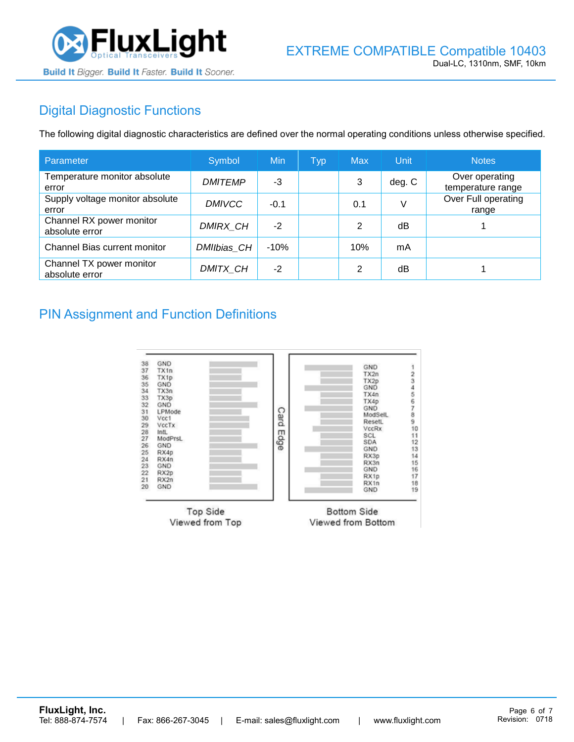## Digital Diagnostic Functions

The following digital diagnostic characteristics are defined over the normal operating conditions unless otherwise specified.

| Parameter | Symbol | Min | Typ | Max | Unit | Notes |
|---|---|---|---|---|---|---|
| Temperature monitor absolute error | *DMITEMP* | -3 | | 3 | deg. C | Over operating temperature range |
| Supply voltage monitor absolute error | *DMIVCC* | -0.1 | | 0.1 | V | Over Full operating range |
| Channel RX power monitor absolute error | *DMIRX_CH* | -2 | | 2 | dB | 1 |
| Channel Bias current monitor | *DMIIbias_CH* | -10% | | 10% | mA | |
| Channel TX power monitor absolute error | *DMITX_CH* | -2 | | 2 | dB | 1 |

## PIN Assignment and Function Definitions

| Top Side (Viewed from Top) Pin | Signal | Bottom Side (Viewed from Bottom) Pin | Signal |
|---|---|---|---|
| 38 | GND | 1 | GND |
| 37 | TX1n | 2 | TX2n |
| 36 | TX1p | 3 | TX2p |
| 35 | GND | 4 | GND |
| 34 | TX3n | 5 | TX4n |
| 33 | TX3p | 6 | TX4p |
| 32 | GND | 7 | GND |
| 31 | LPMode | 8 | ModSelL |
| 30 | Vcc1 | 9 | ResetL |
| 29 | VccTx | 10 | VccRx |
| 28 | IntL | 11 | SCL |
| 27 | ModPrsL | 12 | SDA |
| 26 | GND | 13 | GND |
| 25 | RX4p | 14 | RX3p |
| 24 | RX4n | 15 | RX3n |
| 23 | GND | 16 | GND |
| 22 | RX2p | 17 | RX1p |
| 21 | RX2n | 18 | RX1n |
| 20 | GND | 19 | GND |

Card Edge

Top Side Viewed from Top — Bottom Side Viewed from Bottom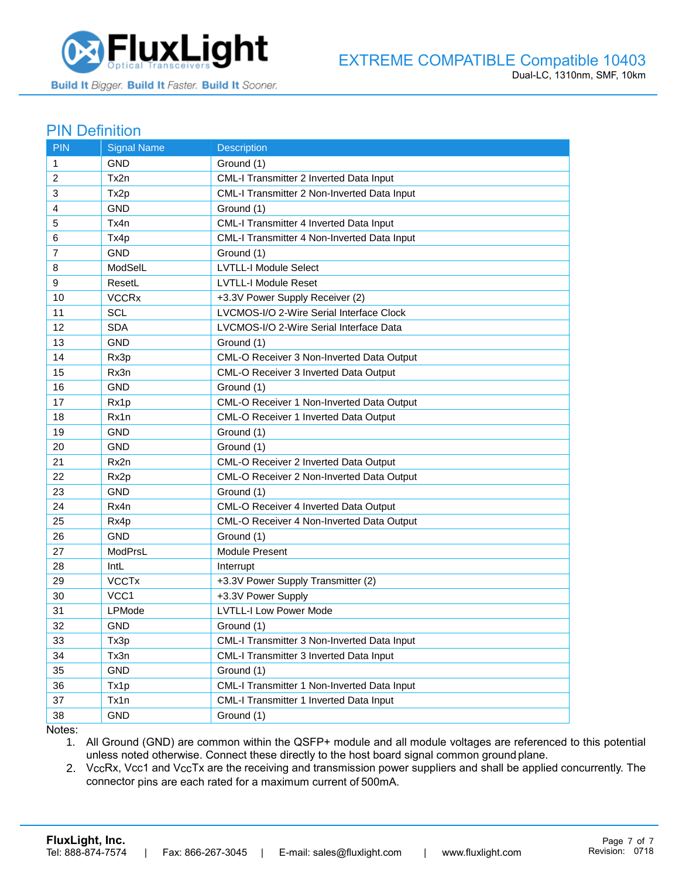## PIN Definition

| PIN | Signal Name | Description |
|---|---|---|
| 1 | GND | Ground (1) |
| 2 | Tx2n | CML-I Transmitter 2 Inverted Data Input |
| 3 | Tx2p | CML-I Transmitter 2 Non-Inverted Data Input |
| 4 | GND | Ground (1) |
| 5 | Tx4n | CML-I Transmitter 4 Inverted Data Input |
| 6 | Tx4p | CML-I Transmitter 4 Non-Inverted Data Input |
| 7 | GND | Ground (1) |
| 8 | ModSelL | LVTLL-I Module Select |
| 9 | ResetL | LVTLL-I Module Reset |
| 10 | VCCRx | +3.3V Power Supply Receiver (2) |
| 11 | SCL | LVCMOS-I/O 2-Wire Serial Interface Clock |
| 12 | SDA | LVCMOS-I/O 2-Wire Serial Interface Data |
| 13 | GND | Ground (1) |
| 14 | Rx3p | CML-O Receiver 3 Non-Inverted Data Output |
| 15 | Rx3n | CML-O Receiver 3 Inverted Data Output |
| 16 | GND | Ground (1) |
| 17 | Rx1p | CML-O Receiver 1 Non-Inverted Data Output |
| 18 | Rx1n | CML-O Receiver 1 Inverted Data Output |
| 19 | GND | Ground (1) |
| 20 | GND | Ground (1) |
| 21 | Rx2n | CML-O Receiver 2 Inverted Data Output |
| 22 | Rx2p | CML-O Receiver 2 Non-Inverted Data Output |
| 23 | GND | Ground (1) |
| 24 | Rx4n | CML-O Receiver 4 Inverted Data Output |
| 25 | Rx4p | CML-O Receiver 4 Non-Inverted Data Output |
| 26 | GND | Ground (1) |
| 27 | ModPrsL | Module Present |
| 28 | IntL | Interrupt |
| 29 | VCCTx | +3.3V Power Supply Transmitter (2) |
| 30 | VCC1 | +3.3V Power Supply |
| 31 | LPMode | LVTLL-I Low Power Mode |
| 32 | GND | Ground (1) |
| 33 | Tx3p | CML-I Transmitter 3 Non-Inverted Data Input |
| 34 | Tx3n | CML-I Transmitter 3 Inverted Data Input |
| 35 | GND | Ground (1) |
| 36 | Tx1p | CML-I Transmitter 1 Non-Inverted Data Input |
| 37 | Tx1n | CML-I Transmitter 1 Inverted Data Input |
| 38 | GND | Ground (1) |

Notes:

1. All Ground (GND) are common within the QSFP+ module and all module voltages are referenced to this potential unless noted otherwise. Connect these directly to the host board signal common ground plane.
2. VccRx, Vcc1 and VccTx are the receiving and transmission power suppliers and shall be applied concurrently. The connector pins are each rated for a maximum current of 500mA.